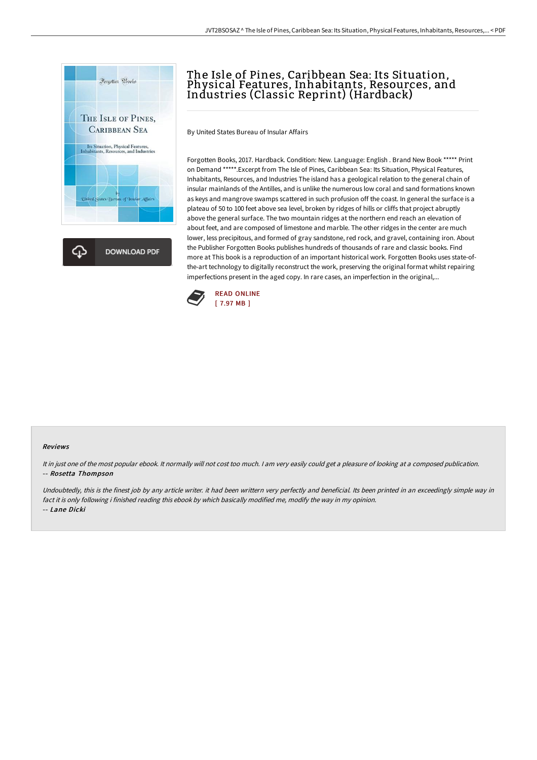# The Isle of Pines, Caribbean Sea: Its Situation, Physical Features, Inhabitants, Resources, and Industries (Classic Reprint) (Hardback)

By United States Bureau of Insular Affairs

Forgotten Books, 2017. Hardback. Condition: New. Language: English . Brand New Book ***** Print on Demand *****.Excerpt from The Isle of Pines, Caribbean Sea: Its Situation, Physical Features, Inhabitants, Resources, and Industries The island has a geological relation to the general chain of insular mainlands of the Antilles, and is unlike the numerous low coral and sand formations known as keys and mangrove swamps scattered in such profusion off the coast. In general the surface is a plateau of 50 to 100 feet above sea level, broken by ridges of hills or cliffs that project abruptly above the general surface. The two mountain ridges at the northern end reach an elevation of about feet, and are composed of limestone and marble. The other ridges in the center are much lower, less precipitous, and formed of gray sandstone, red rock, and gravel, containing iron. About the Publisher Forgotten Books publishes hundreds of thousands of rare and classic books. Find more at This book is a reproduction of an important historical work. Forgotten Books uses state-of-the-art technology to digitally reconstruct the work, preserving the original format whilst repairing imperfections present in the aged copy. In rare cases, an imperfection in the original,...

READ ONLINE
[ 7.97 MB ]

### Reviews

*It in just one of the most popular ebook. It normally will not cost too much. I am very easily could get a pleasure of looking at a composed publication.*
-- **Rosetta Thompson**

*Undoubtedly, this is the finest job by any article writer. it had been writtern very perfectly and beneficial. Its been printed in an exceedingly simple way in fact it is only following i finished reading this ebook by which basically modified me, modify the way in my opinion.*
-- **Lane Dicki**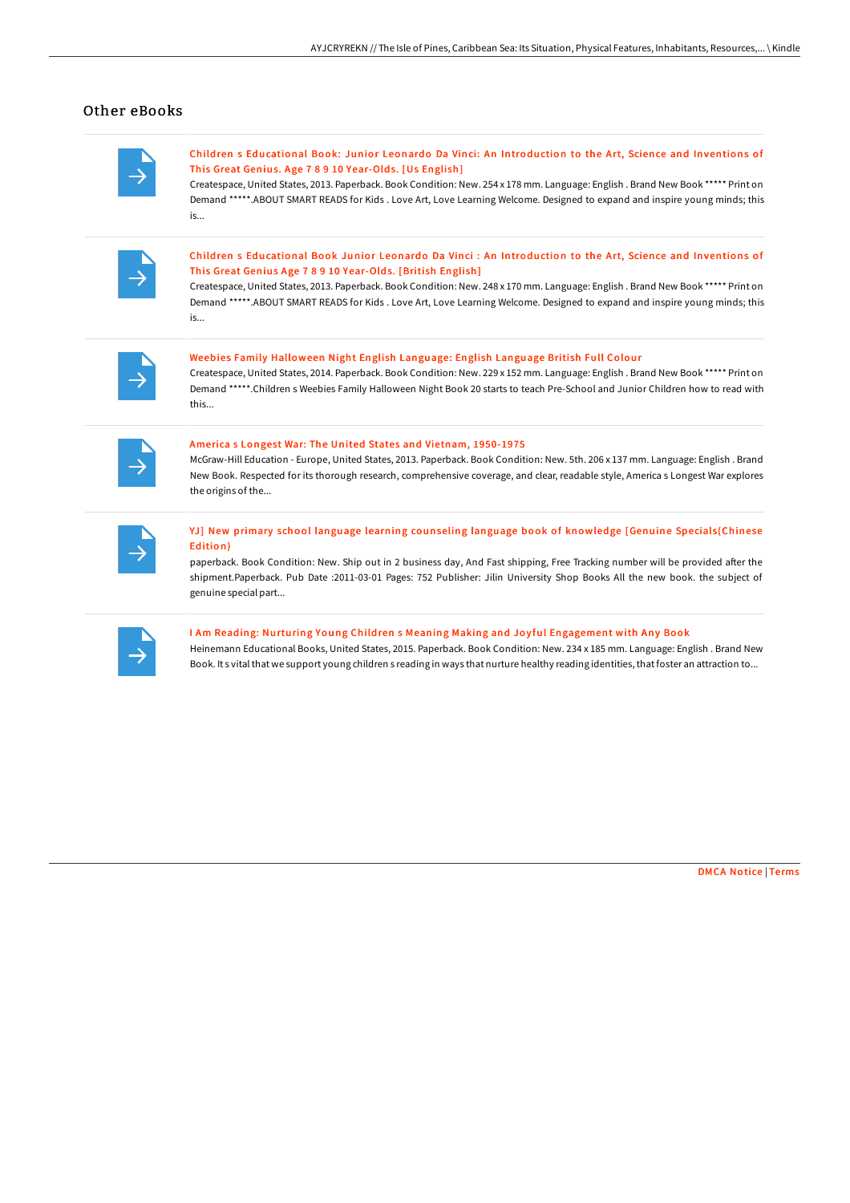## Other eBooks

**Children s Educational Book: Junior Leonardo Da Vinci: An Introduction to the Art, Science and Inventions of This Great Genius. Age 7 8 9 10 Year-Olds. [Us English]**

Createspace, United States, 2013. Paperback. Book Condition: New. 254 x 178 mm. Language: English . Brand New Book ***** Print on Demand *****.ABOUT SMART READS for Kids . Love Art, Love Learning Welcome. Designed to expand and inspire young minds; this is...

**Children s Educational Book Junior Leonardo Da Vinci : An Introduction to the Art, Science and Inventions of This Great Genius Age 7 8 9 10 Year-Olds. [British English]**

Createspace, United States, 2013. Paperback. Book Condition: New. 248 x 170 mm. Language: English . Brand New Book ***** Print on Demand *****.ABOUT SMART READS for Kids . Love Art, Love Learning Welcome. Designed to expand and inspire young minds; this is...

**Weebies Family Halloween Night English Language: English Language British Full Colour**

Createspace, United States, 2014. Paperback. Book Condition: New. 229 x 152 mm. Language: English . Brand New Book ***** Print on Demand *****.Children s Weebies Family Halloween Night Book 20 starts to teach Pre-School and Junior Children how to read with this...

**America s Longest War: The United States and Vietnam, 1950-1975**

McGraw-Hill Education - Europe, United States, 2013. Paperback. Book Condition: New. 5th. 206 x 137 mm. Language: English . Brand New Book. Respected for its thorough research, comprehensive coverage, and clear, readable style, America s Longest War explores the origins of the...

**YJ] New primary school language learning counseling language book of knowledge [Genuine Specials(Chinese Edition)**

paperback. Book Condition: New. Ship out in 2 business day, And Fast shipping, Free Tracking number will be provided after the shipment.Paperback. Pub Date :2011-03-01 Pages: 752 Publisher: Jilin University Shop Books All the new book. the subject of genuine special part...

**I Am Reading: Nurturing Young Children s Meaning Making and Joyful Engagement with Any Book**

Heinemann Educational Books, United States, 2015. Paperback. Book Condition: New. 234 x 185 mm. Language: English . Brand New Book. It s vital that we support young children s reading in ways that nurture healthy reading identities, that foster an attraction to...